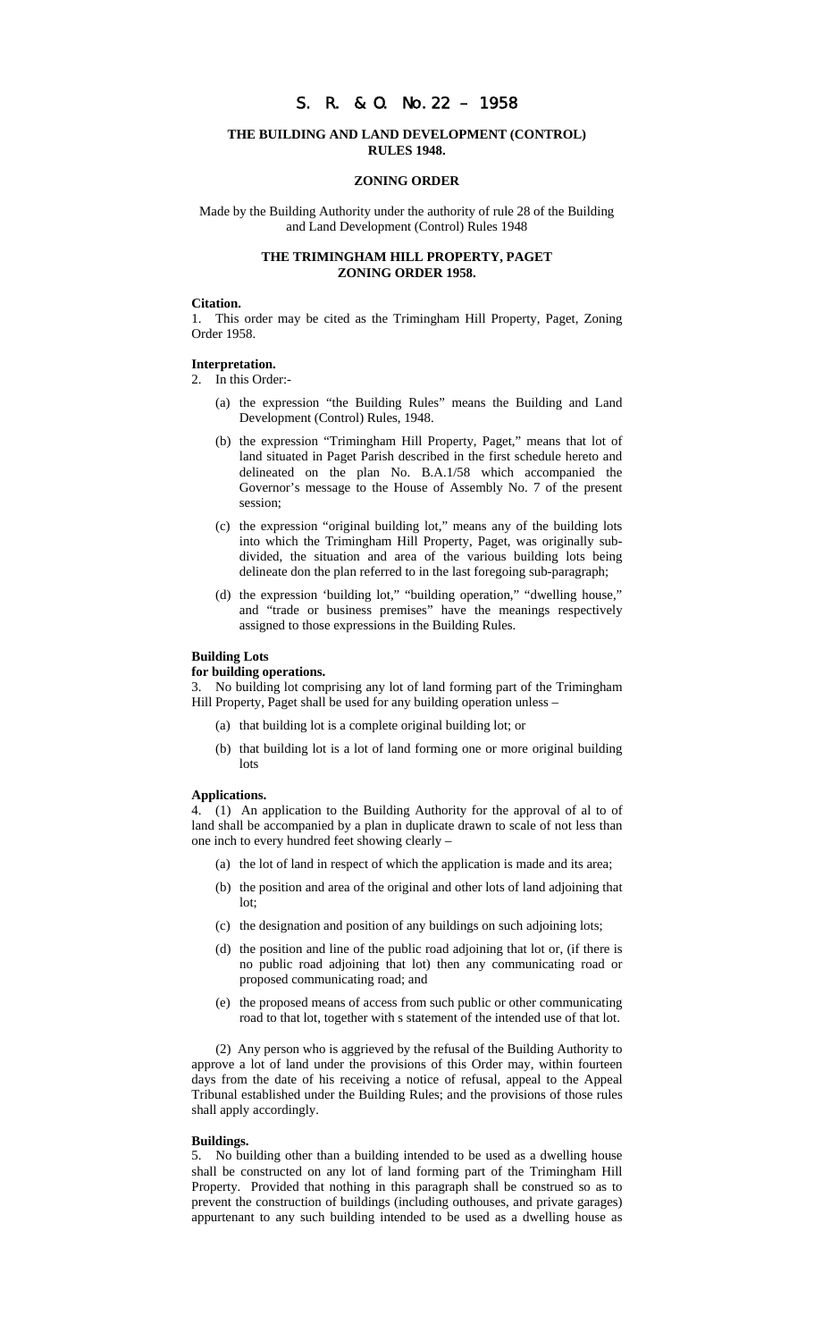# S. R. & O. No. 22 – 1958

**THE BUILDING AND LAND DEVELOPMENT (CONTROL) RULES 1948.**

**ZONING ORDER**

Made by the Building Authority under the authority of rule 28 of the Building and Land Development (Control) Rules 1948

**THE TRIMINGHAM HILL PROPERTY, PAGET ZONING ORDER 1958.**

**Citation.**

1. This order may be cited as the Trimingham Hill Property, Paget, Zoning Order 1958.

**Interpretation.**

2. In this Order:-

   (a) the expression "the Building Rules" means the Building and Land Development (Control) Rules, 1948.

   (b) the expression "Trimingham Hill Property, Paget," means that lot of land situated in Paget Parish described in the first schedule hereto and delineated on the plan No. B.A.1/58 which accompanied the Governor's message to the House of Assembly No. 7 of the present session;

   (c) the expression "original building lot," means any of the building lots into which the Trimingham Hill Property, Paget, was originally sub-divided, the situation and area of the various building lots being delineate don the plan referred to in the last foregoing sub-paragraph;

   (d) the expression 'building lot," "building operation," "dwelling house," and "trade or business premises" have the meanings respectively assigned to those expressions in the Building Rules.

**Building Lots for building operations.**

3. No building lot comprising any lot of land forming part of the Trimingham Hill Property, Paget shall be used for any building operation unless –

   (a) that building lot is a complete original building lot; or

   (b) that building lot is a lot of land forming one or more original building lots

**Applications.**

4. (1) An application to the Building Authority for the approval of al to of land shall be accompanied by a plan in duplicate drawn to scale of not less than one inch to every hundred feet showing clearly –

   (a) the lot of land in respect of which the application is made and its area;

   (b) the position and area of the original and other lots of land adjoining that lot;

   (c) the designation and position of any buildings on such adjoining lots;

   (d) the position and line of the public road adjoining that lot or, (if there is no public road adjoining that lot) then any communicating road or proposed communicating road; and

   (e) the proposed means of access from such public or other communicating road to that lot, together with s statement of the intended use of that lot.

(2) Any person who is aggrieved by the refusal of the Building Authority to approve a lot of land under the provisions of this Order may, within fourteen days from the date of his receiving a notice of refusal, appeal to the Appeal Tribunal established under the Building Rules; and the provisions of those rules shall apply accordingly.

**Buildings.**

5. No building other than a building intended to be used as a dwelling house shall be constructed on any lot of land forming part of the Trimingham Hill Property. Provided that nothing in this paragraph shall be construed so as to prevent the construction of buildings (including outhouses, and private garages) appurtenant to any such building intended to be used as a dwelling house as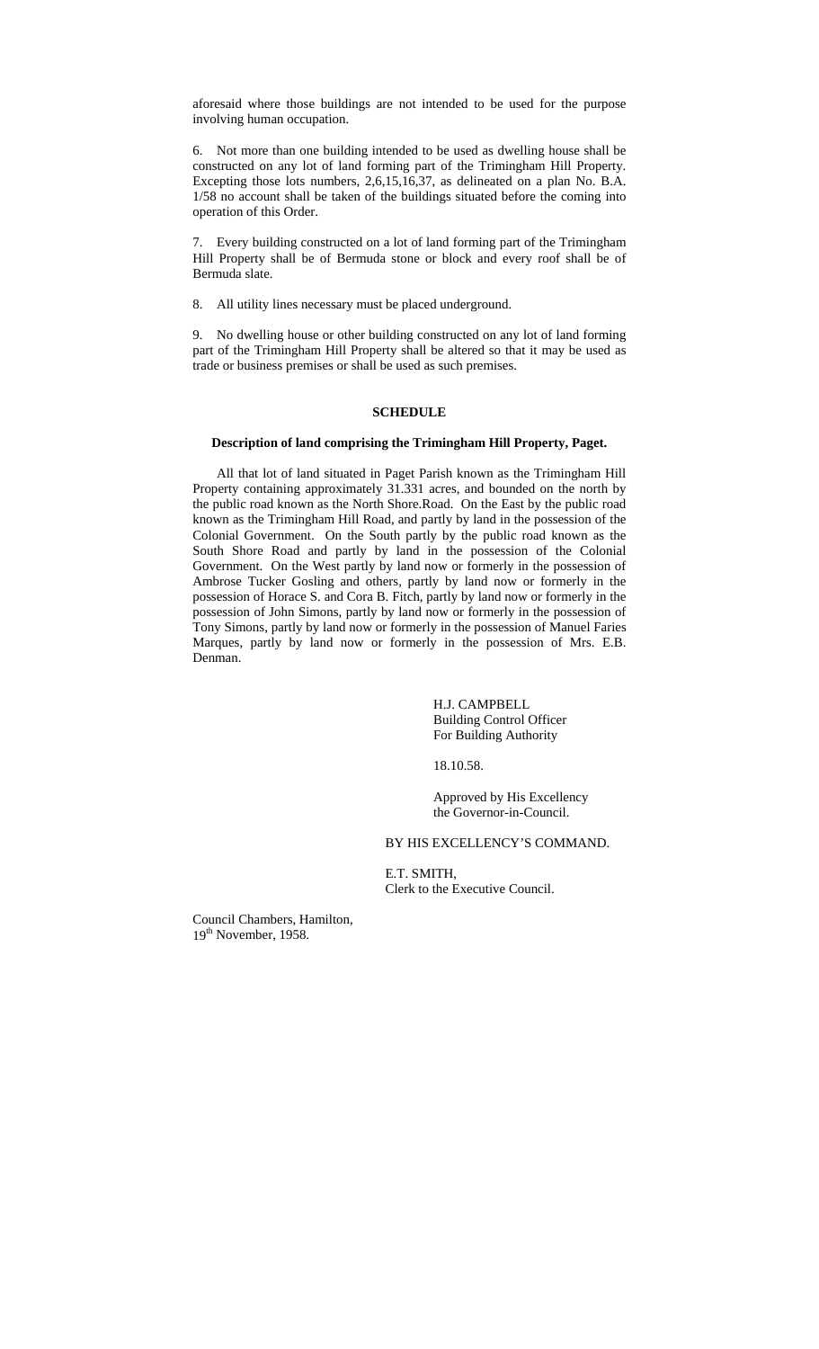aforesaid where those buildings are not intended to be used for the purpose involving human occupation.

6. Not more than one building intended to be used as dwelling house shall be constructed on any lot of land forming part of the Trimingham Hill Property. Excepting those lots numbers, 2,6,15,16,37, as delineated on a plan No. B.A. 1/58 no account shall be taken of the buildings situated before the coming into operation of this Order.

7. Every building constructed on a lot of land forming part of the Trimingham Hill Property shall be of Bermuda stone or block and every roof shall be of Bermuda slate.

8. All utility lines necessary must be placed underground.

9. No dwelling house or other building constructed on any lot of land forming part of the Trimingham Hill Property shall be altered so that it may be used as trade or business premises or shall be used as such premises.

**SCHEDULE**

**Description of land comprising the Trimingham Hill Property, Paget.**

All that lot of land situated in Paget Parish known as the Trimingham Hill Property containing approximately 31.331 acres, and bounded on the north by the public road known as the North Shore.Road. On the East by the public road known as the Trimingham Hill Road, and partly by land in the possession of the Colonial Government. On the South partly by the public road known as the South Shore Road and partly by land in the possession of the Colonial Government. On the West partly by land now or formerly in the possession of Ambrose Tucker Gosling and others, partly by land now or formerly in the possession of Horace S. and Cora B. Fitch, partly by land now or formerly in the possession of John Simons, partly by land now or formerly in the possession of Tony Simons, partly by land now or formerly in the possession of Manuel Faries Marques, partly by land now or formerly in the possession of Mrs. E.B. Denman.

H.J. CAMPBELL
Building Control Officer
For Building Authority

18.10.58.

Approved by His Excellency
the Governor-in-Council.

BY HIS EXCELLENCY'S COMMAND.

E.T. SMITH,
Clerk to the Executive Council.

Council Chambers, Hamilton,
19th November, 1958.